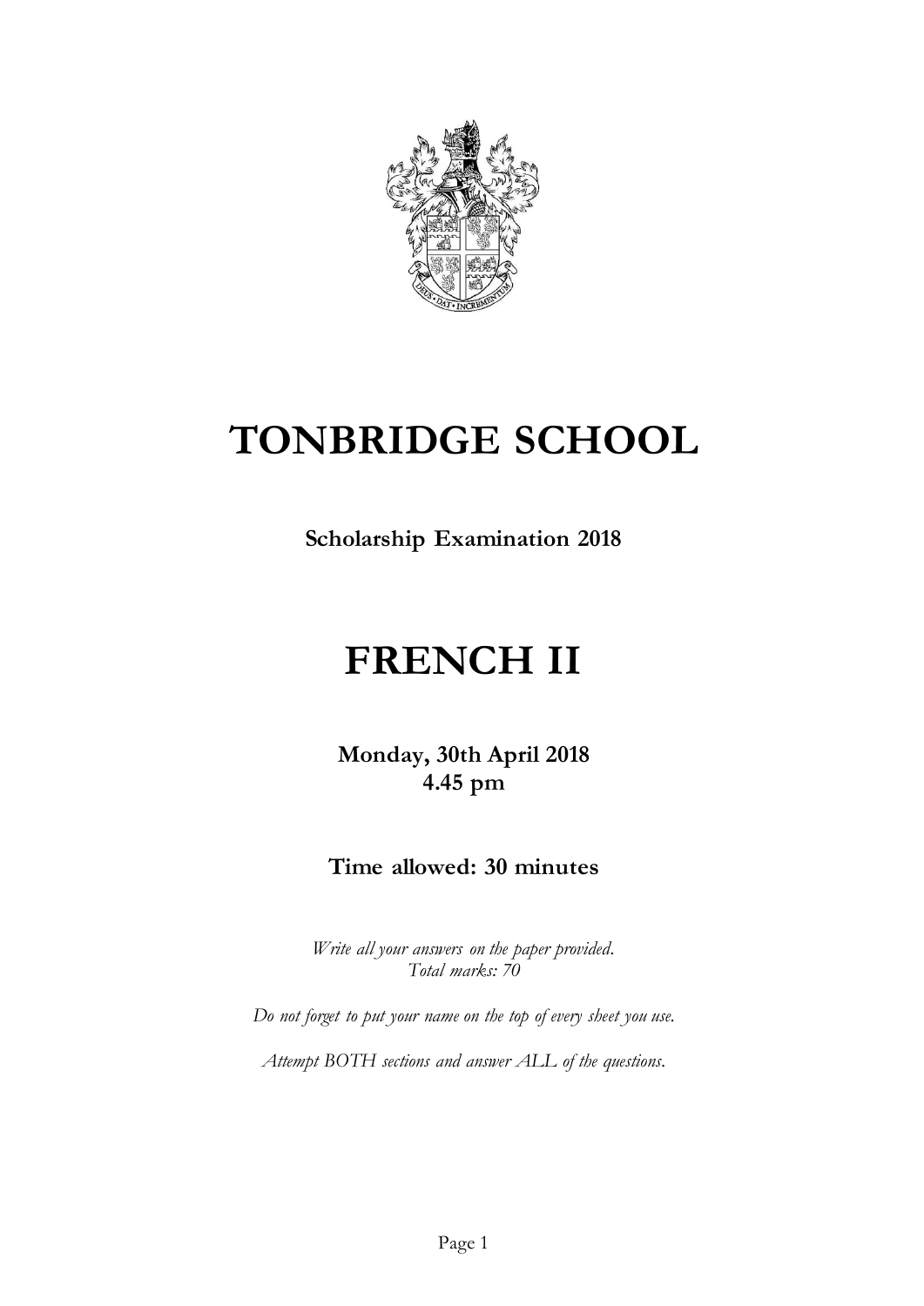# TONBRIDGE SCHOOL

**Scholarship Examination 2018**

# FRENCH II

**Monday, 30th April 2018**
**4.45 pm**

**Time allowed: 30 minutes**

*Write all your answers on the paper provided.*
*Total marks: 70*

*Do not forget to put your name on the top of every sheet you use.*

*Attempt BOTH sections and answer ALL of the questions.*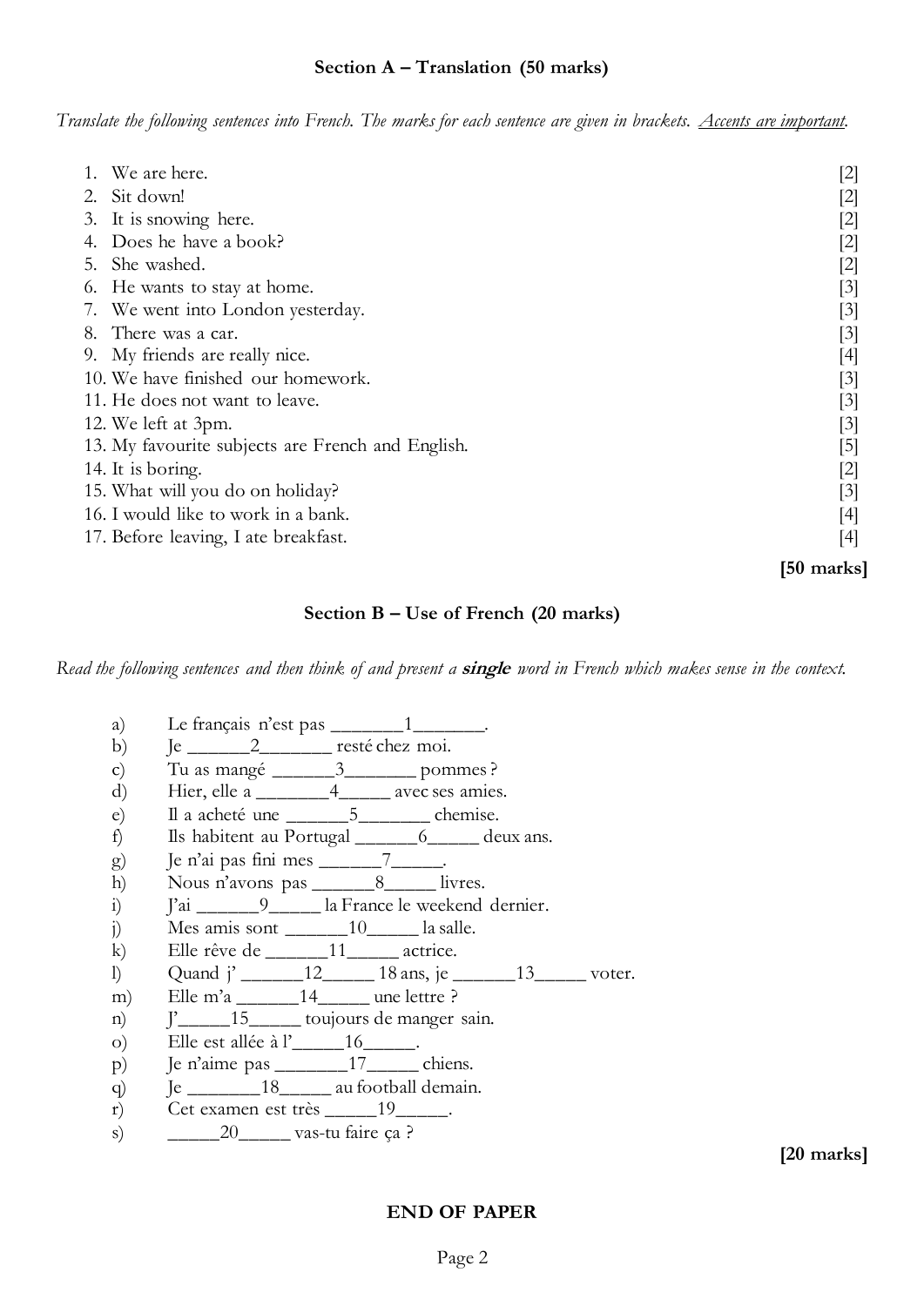**Section A – Translation (50 marks)**

*Translate the following sentences into French. The marks for each sentence are given in brackets. Accents are important.*

1. We are here. [2]
2. Sit down! [2]
3. It is snowing here. [2]
4. Does he have a book? [2]
5. She washed. [2]
6. He wants to stay at home. [3]
7. We went into London yesterday. [3]
8. There was a car. [3]
9. My friends are really nice. [4]
10. We have finished our homework. [3]
11. He does not want to leave. [3]
12. We left at 3pm. [3]
13. My favourite subjects are French and English. [5]
14. It is boring. [2]
15. What will you do on holiday? [3]
16. I would like to work in a bank. [4]
17. Before leaving, I ate breakfast. [4]

**[50 marks]**

**Section B – Use of French (20 marks)**

*Read the following sentences and then think of and present a **single** word in French which makes sense in the context.*

a) Le français n'est pas _______1_______.
b) Je ______2_______ resté chez moi.
c) Tu as mangé ______3_______ pommes ?
d) Hier, elle a _______4_____ avec ses amies.
e) Il a acheté une ______5_______ chemise.
f) Ils habitent au Portugal ______6_____ deux ans.
g) Je n'ai pas fini mes ______7_____.
h) Nous n'avons pas ______8_____ livres.
i) J'ai ______9_____ la France le weekend dernier.
j) Mes amis sont ______10_____ la salle.
k) Elle rêve de ______11_____ actrice.
l) Quand j' ______12_____ 18 ans, je ______13_____ voter.
m) Elle m'a ______14_____ une lettre ?
n) J'_____15_____ toujours de manger sain.
o) Elle est allée à l'_____16_____.
p) Je n'aime pas _______17_____ chiens.
q) Je _______18_____ au football demain.
r) Cet examen est très _____19_____.
s) _____20_____ vas-tu faire ça ?

**[20 marks]**

**END OF PAPER**